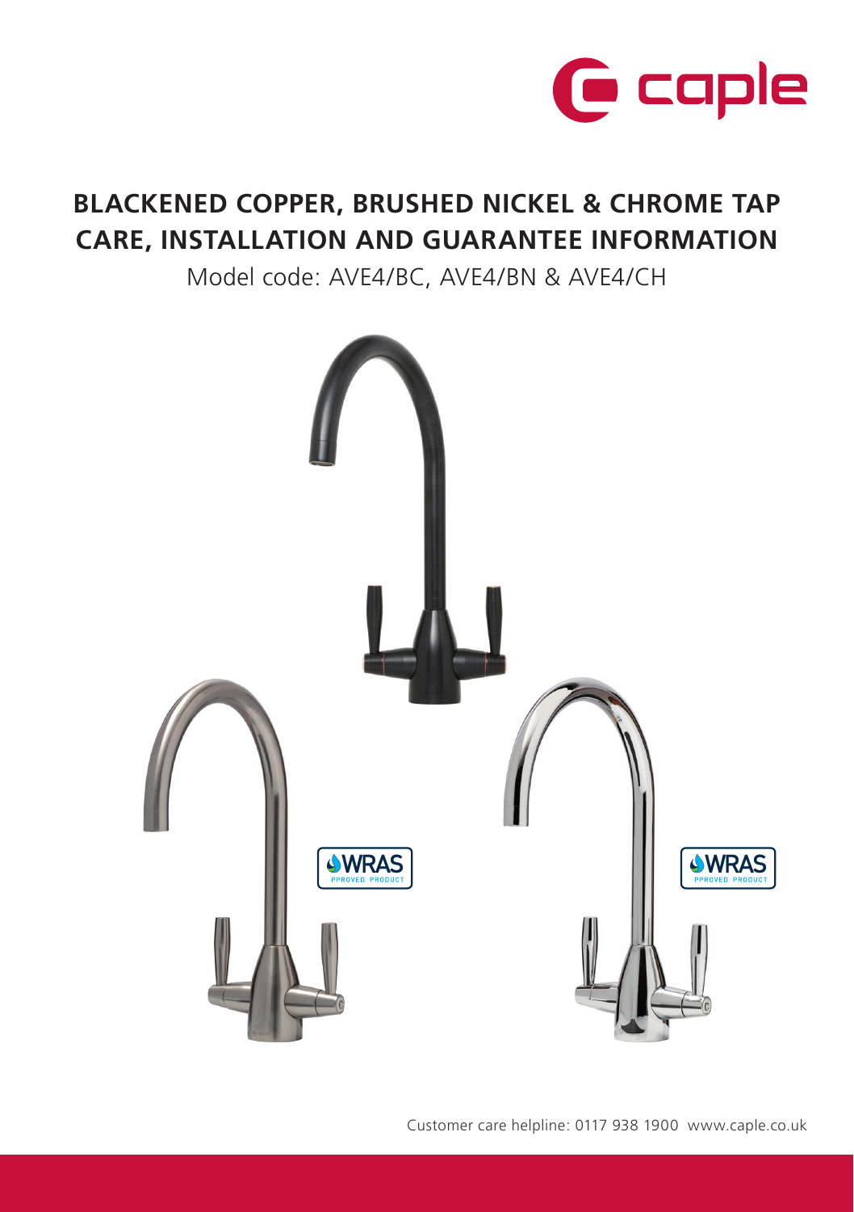# BLACKENED COPPER, BRUSHED NICKEL & CHROME TAP CARE, INSTALLATION AND GUARANTEE INFORMATION

Model code: AVE4/BC, AVE4/BN & AVE4/CH

Customer care helpline: 0117 938 1900 www.caple.co.uk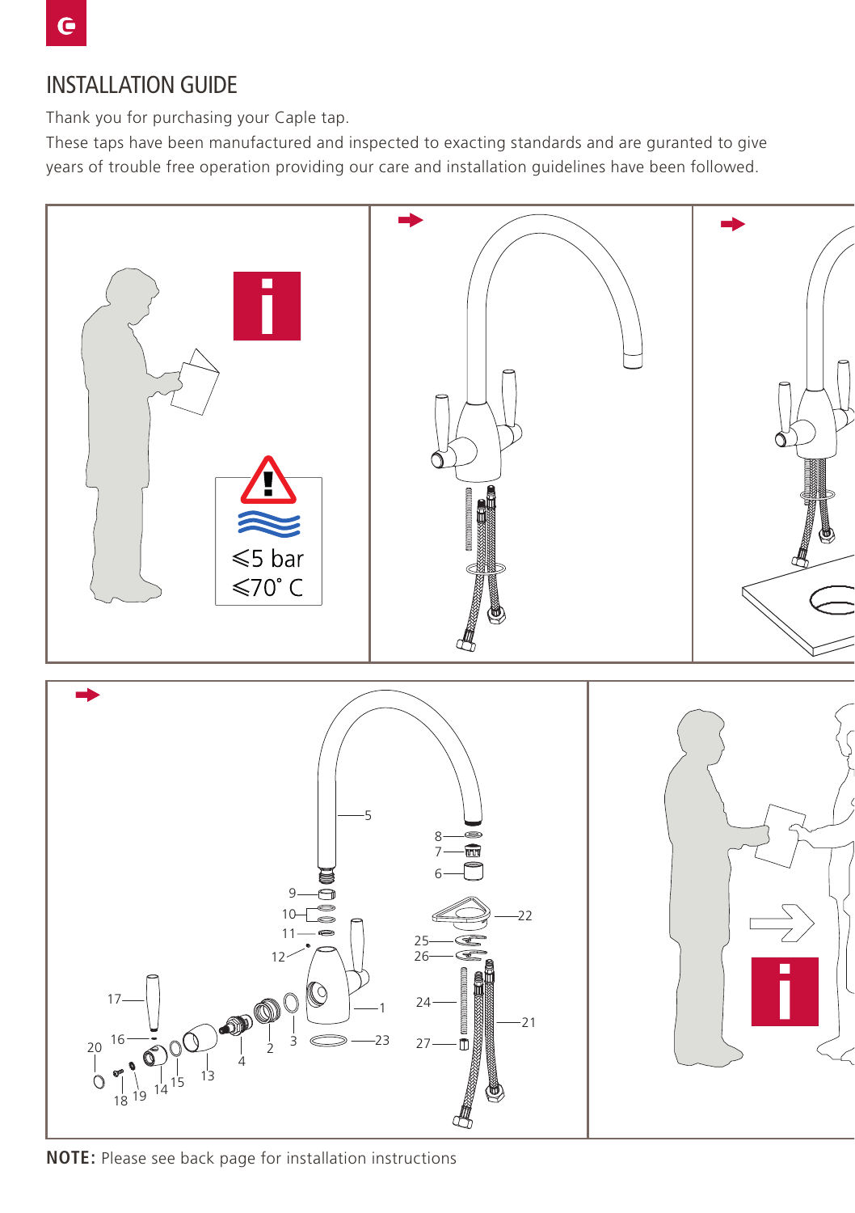# INSTALLATION GUIDE

Thank you for purchasing your Caple tap.

These taps have been manufactured and inspected to exacting standards and are guranted to give years of trouble free operation providing our care and installation guidelines have been followed.

≤5 bar

≤70˚ C

**NOTE:** Please see back page for installation instructions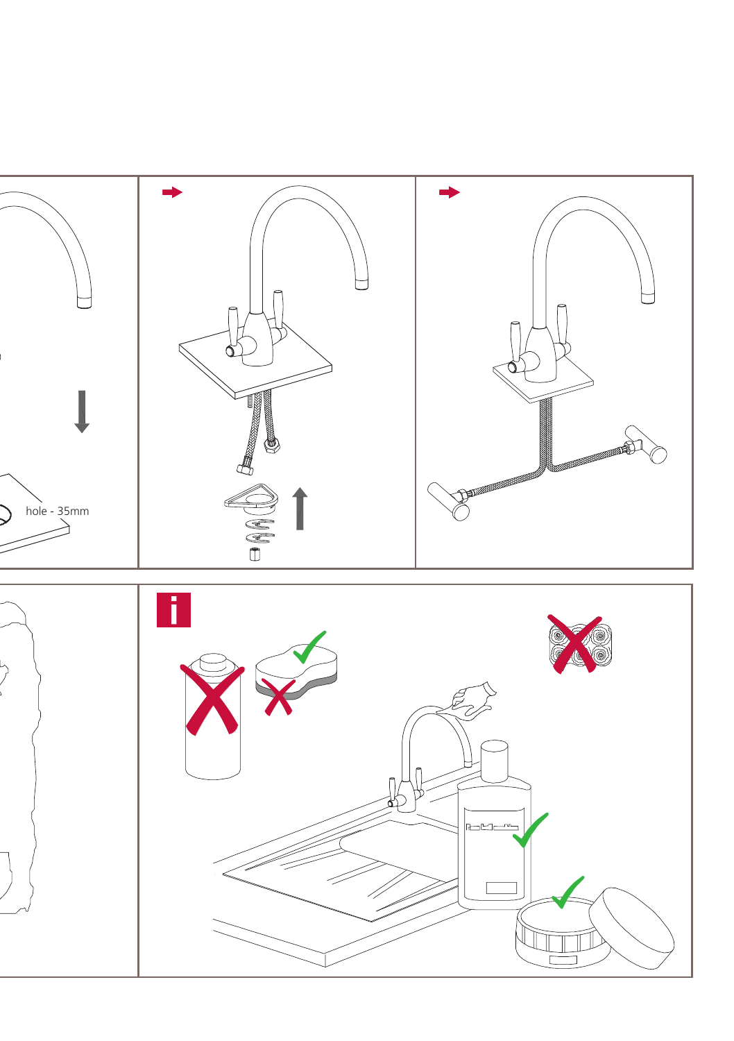hole - 35mm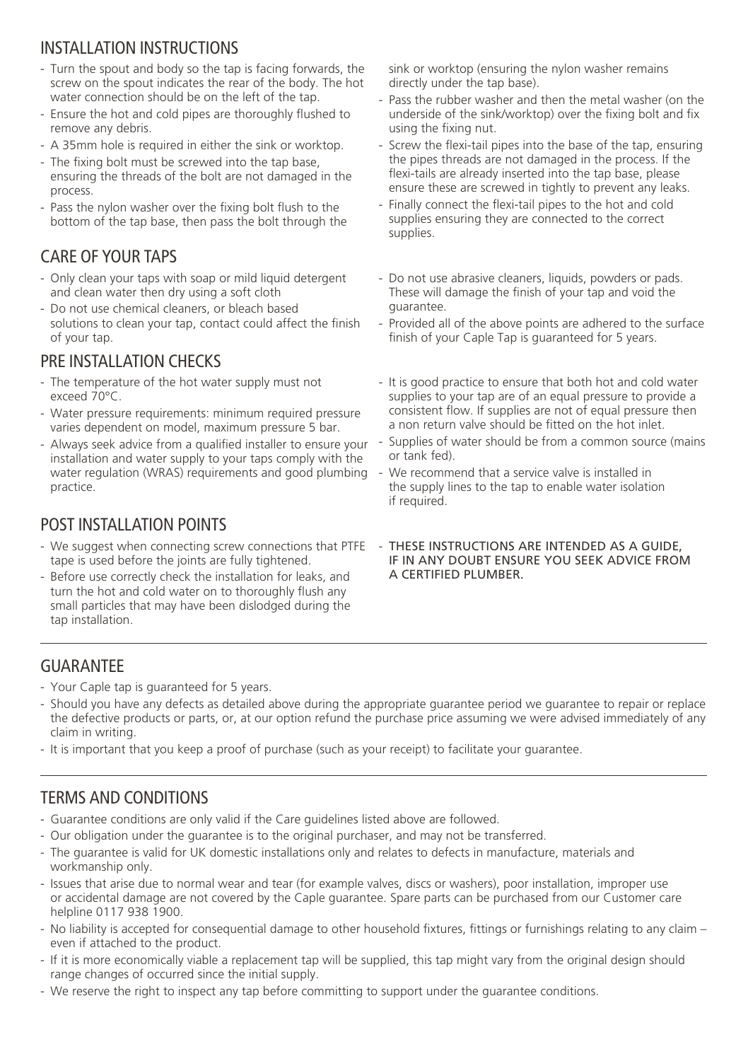## INSTALLATION INSTRUCTIONS

- Turn the spout and body so the tap is facing forwards, the screw on the spout indicates the rear of the body. The hot water connection should be on the left of the tap.
- Ensure the hot and cold pipes are thoroughly flushed to remove any debris.
- A 35mm hole is required in either the sink or worktop.
- The fixing bolt must be screwed into the tap base, ensuring the threads of the bolt are not damaged in the process.
- Pass the nylon washer over the fixing bolt flush to the bottom of the tap base, then pass the bolt through the sink or worktop (ensuring the nylon washer remains directly under the tap base).
- Pass the rubber washer and then the metal washer (on the underside of the sink/worktop) over the fixing bolt and fix using the fixing nut.
- Screw the flexi-tail pipes into the base of the tap, ensuring the pipes threads are not damaged in the process. If the flexi-tails are already inserted into the tap base, please ensure these are screwed in tightly to prevent any leaks.
- Finally connect the flexi-tail pipes to the hot and cold supplies ensuring they are connected to the correct supplies.

## CARE OF YOUR TAPS

- Only clean your taps with soap or mild liquid detergent and clean water then dry using a soft cloth
- Do not use chemical cleaners, or bleach based solutions to clean your tap, contact could affect the finish of your tap.
- Do not use abrasive cleaners, liquids, powders or pads. These will damage the finish of your tap and void the guarantee.
- Provided all of the above points are adhered to the surface finish of your Caple Tap is guaranteed for 5 years.

## PRE INSTALLATION CHECKS

- The temperature of the hot water supply must not exceed 70°C.
- Water pressure requirements: minimum required pressure varies dependent on model, maximum pressure 5 bar.
- Always seek advice from a qualified installer to ensure your installation and water supply to your taps comply with the water regulation (WRAS) requirements and good plumbing practice.
- It is good practice to ensure that both hot and cold water supplies to your tap are of an equal pressure to provide a consistent flow. If supplies are not of equal pressure then a non return valve should be fitted on the hot inlet.
- Supplies of water should be from a common source (mains or tank fed).
- We recommend that a service valve is installed in the supply lines to the tap to enable water isolation if required.

## POST INSTALLATION POINTS

- We suggest when connecting screw connections that PTFE tape is used before the joints are fully tightened.
- Before use correctly check the installation for leaks, and turn the hot and cold water on to thoroughly flush any small particles that may have been dislodged during the tap installation.
- THESE INSTRUCTIONS ARE INTENDED AS A GUIDE, IF IN ANY DOUBT ENSURE YOU SEEK ADVICE FROM A CERTIFIED PLUMBER.

## GUARANTEE

- Your Caple tap is guaranteed for 5 years.
- Should you have any defects as detailed above during the appropriate guarantee period we guarantee to repair or replace the defective products or parts, or, at our option refund the purchase price assuming we were advised immediately of any claim in writing.
- It is important that you keep a proof of purchase (such as your receipt) to facilitate your guarantee.

## TERMS AND CONDITIONS

- Guarantee conditions are only valid if the Care guidelines listed above are followed.
- Our obligation under the guarantee is to the original purchaser, and may not be transferred.
- The guarantee is valid for UK domestic installations only and relates to defects in manufacture, materials and workmanship only.
- Issues that arise due to normal wear and tear (for example valves, discs or washers), poor installation, improper use or accidental damage are not covered by the Caple guarantee. Spare parts can be purchased from our Customer care helpline 0117 938 1900.
- No liability is accepted for consequential damage to other household fixtures, fittings or furnishings relating to any claim – even if attached to the product.
- If it is more economically viable a replacement tap will be supplied, this tap might vary from the original design should range changes of occurred since the initial supply.
- We reserve the right to inspect any tap before committing to support under the guarantee conditions.